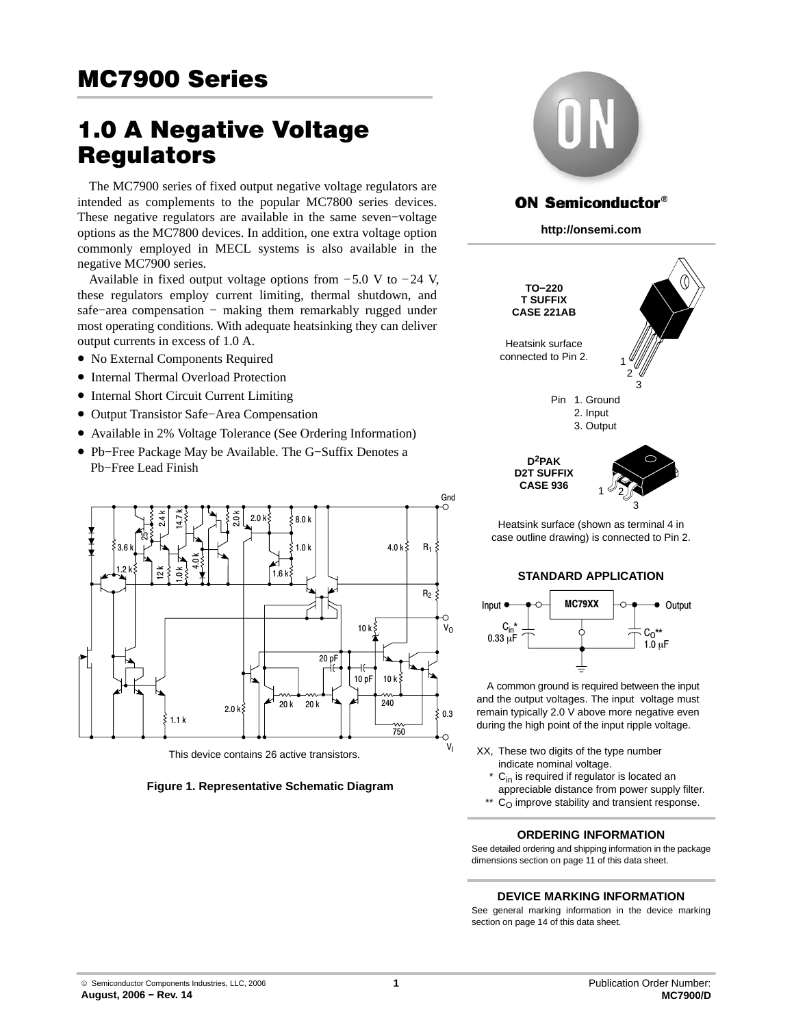# MC7900 Series

# 1.0 A Negative Voltage Regulators

The MC7900 series of fixed output negative voltage regulators are intended as complements to the popular MC7800 series devices. These negative regulators are available in the same seven−voltage options as the MC7800 devices. In addition, one extra voltage option commonly employed in MECL systems is also available in the negative MC7900 series.

Available in fixed output voltage options from −5.0 V to −24 V, these regulators employ current limiting, thermal shutdown, and safe−area compensation − making them remarkably rugged under most operating conditions. With adequate heatsinking they can deliver output currents in excess of 1.0 A.

- No External Components Required
- Internal Thermal Overload Protection
- Internal Short Circuit Current Limiting
- Output Transistor Safe−Area Compensation
- Available in 2% Voltage Tolerance (See Ordering Information)
- Pb−Free Package May be Available. The G−Suffix Denotes a Pb−Free Lead Finish

This device contains 26 active transistors.

**Figure 1. Representative Schematic Diagram**

**ON Semiconductor®**

**http://onsemi.com**

**TO−220**
**T SUFFIX**
**CASE 221AB**

Heatsink surface connected to Pin 2.

Pin 1. Ground
2. Input
3. Output

**D²PAK**
**D2T SUFFIX**
**CASE 936**

Heatsink surface (shown as terminal 4 in case outline drawing) is connected to Pin 2.

### STANDARD APPLICATION

A common ground is required between the input and the output voltages. The input voltage must remain typically 2.0 V above more negative even during the high point of the input ripple voltage.

XX, These two digits of the type number indicate nominal voltage.

\* $C_{in}$ is required if regulator is located an appreciable distance from power supply filter.

\*\* $C_O$ improve stability and transient response.

### ORDERING INFORMATION

See detailed ordering and shipping information in the package dimensions section on page 11 of this data sheet.

### DEVICE MARKING INFORMATION

See general marking information in the device marking section on page 14 of this data sheet.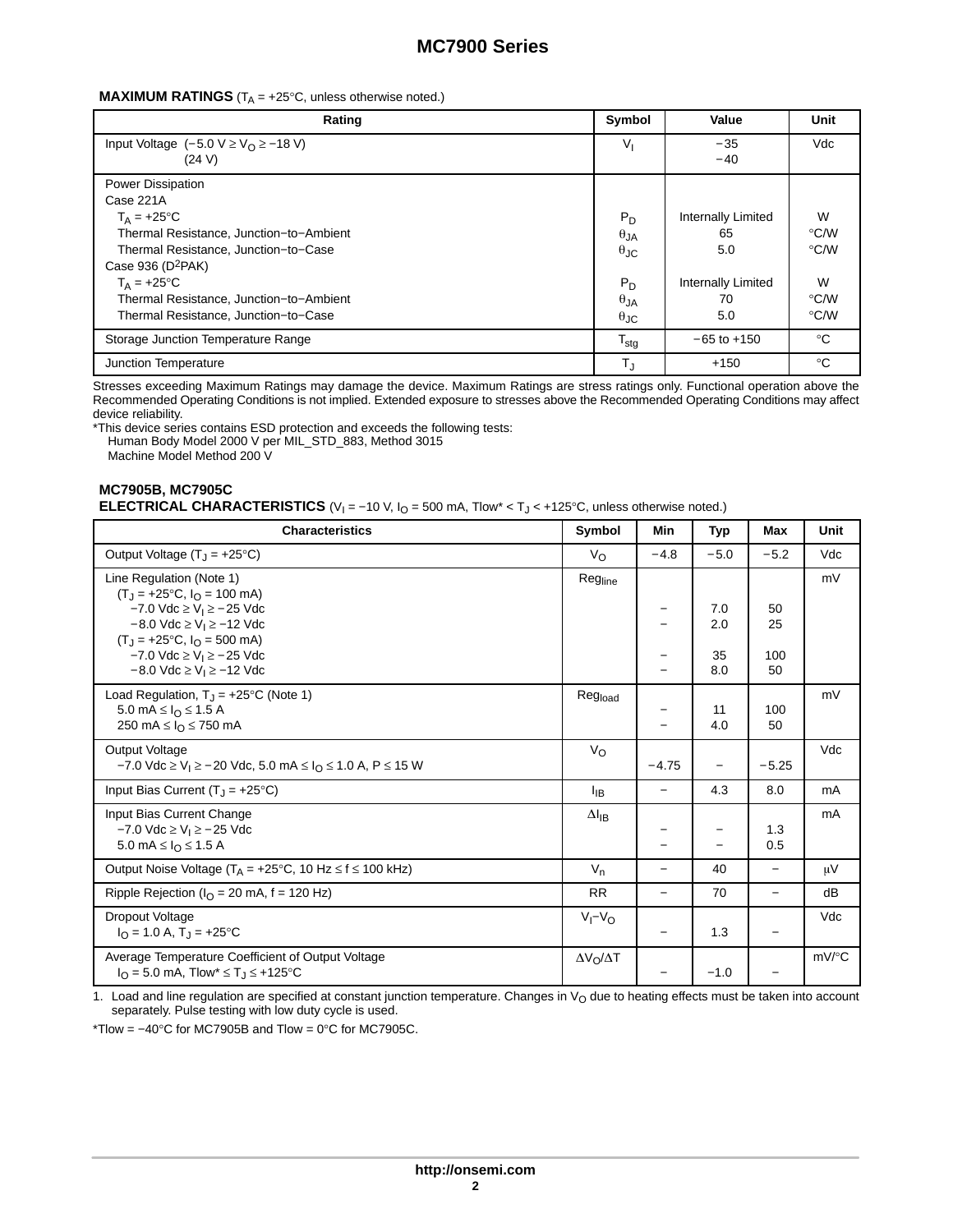**MAXIMUM RATINGS** ($T_A$ = +25°C, unless otherwise noted.)

| Rating | Symbol | Value | Unit |
|---|---|---|---|
| Input Voltage (−5.0 V ≥ $V_O$ ≥ −18 V)<br>(24 V) | $V_I$ | −35<br>−40 | Vdc |
| Power Dissipation<br>Case 221A<br>$T_A$ = +25°C<br>Thermal Resistance, Junction−to−Ambient<br>Thermal Resistance, Junction−to−Case<br>Case 936 ($D^2PAK$)<br>$T_A$ = +25°C<br>Thermal Resistance, Junction−to−Ambient<br>Thermal Resistance, Junction−to−Case | <br><br>$P_D$<br>$\theta_{JA}$<br>$\theta_{JC}$<br><br>$P_D$<br>$\theta_{JA}$<br>$\theta_{JC}$ | <br><br>Internally Limited<br>65<br>5.0<br><br>Internally Limited<br>70<br>5.0 | <br><br>W<br>°C/W<br>°C/W<br><br>W<br>°C/W<br>°C/W |
| Storage Junction Temperature Range | $T_{stg}$ | −65 to +150 | °C |
| Junction Temperature | $T_J$ | +150 | °C |

Stresses exceeding Maximum Ratings may damage the device. Maximum Ratings are stress ratings only. Functional operation above the Recommended Operating Conditions is not implied. Extended exposure to stresses above the Recommended Operating Conditions may affect device reliability.

*This device series contains ESD protection and exceeds the following tests:
Human Body Model 2000 V per MIL_STD_883, Method 3015
Machine Model Method 200 V

**MC7905B, MC7905C**
**ELECTRICAL CHARACTERISTICS** ($V_I$ = −10 V, $I_O$ = 500 mA, Tlow* < $T_J$ < +125°C, unless otherwise noted.)

| Characteristics | Symbol | Min | Typ | Max | Unit |
|---|---|---|---|---|---|
| Output Voltage ($T_J$ = +25°C) | $V_O$ | −4.8 | −5.0 | −5.2 | Vdc |
| Line Regulation (Note 1)<br>($T_J$ = +25°C, $I_O$ = 100 mA)<br>−7.0 Vdc ≥ $V_I$ ≥ −25 Vdc<br>−8.0 Vdc ≥ $V_I$ ≥ −12 Vdc<br>($T_J$ = +25°C, $I_O$ = 500 mA)<br>−7.0 Vdc ≥ $V_I$ ≥ −25 Vdc<br>−8.0 Vdc ≥ $V_I$ ≥ −12 Vdc | $Reg_{line}$ | <br><br>−<br>−<br><br>−<br>− | <br><br>7.0<br>2.0<br><br>35<br>8.0 | <br><br>50<br>25<br><br>100<br>50 | mV |
| Load Regulation, $T_J$ = +25°C (Note 1)<br>5.0 mA ≤ $I_O$ ≤ 1.5 A<br>250 mA ≤ $I_O$ ≤ 750 mA | $Reg_{load}$ | <br>−<br>− | <br>11<br>4.0 | <br>100<br>50 | mV |
| Output Voltage<br>−7.0 Vdc ≥ $V_I$ ≥ −20 Vdc, 5.0 mA ≤ $I_O$ ≤ 1.0 A, P ≤ 15 W | $V_O$ | <br>−4.75 | <br>− | <br>−5.25 | Vdc |
| Input Bias Current ($T_J$ = +25°C) | $I_{IB}$ | − | 4.3 | 8.0 | mA |
| Input Bias Current Change<br>−7.0 Vdc ≥ $V_I$ ≥ −25 Vdc<br>5.0 mA ≤ $I_O$ ≤ 1.5 A | $\Delta I_{IB}$ | <br>−<br>− | <br>−<br>− | <br>1.3<br>0.5 | mA |
| Output Noise Voltage ($T_A$ = +25°C, 10 Hz ≤ f ≤ 100 kHz) | $V_n$ | − | 40 | − | μV |
| Ripple Rejection ($I_O$ = 20 mA, f = 120 Hz) | RR | − | 70 | − | dB |
| Dropout Voltage<br>$I_O$ = 1.0 A, $T_J$ = +25°C | $V_I$−$V_O$ | <br>− | <br>1.3 | <br>− | Vdc |
| Average Temperature Coefficient of Output Voltage<br>$I_O$ = 5.0 mA, Tlow* ≤ $T_J$ ≤ +125°C | $\Delta V_O/\Delta T$ | <br>− | <br>−1.0 | <br>− | mV/°C |

1. Load and line regulation are specified at constant junction temperature. Changes in $V_O$ due to heating effects must be taken into account separately. Pulse testing with low duty cycle is used.

*Tlow = −40°C for MC7905B and Tlow = 0°C for MC7905C.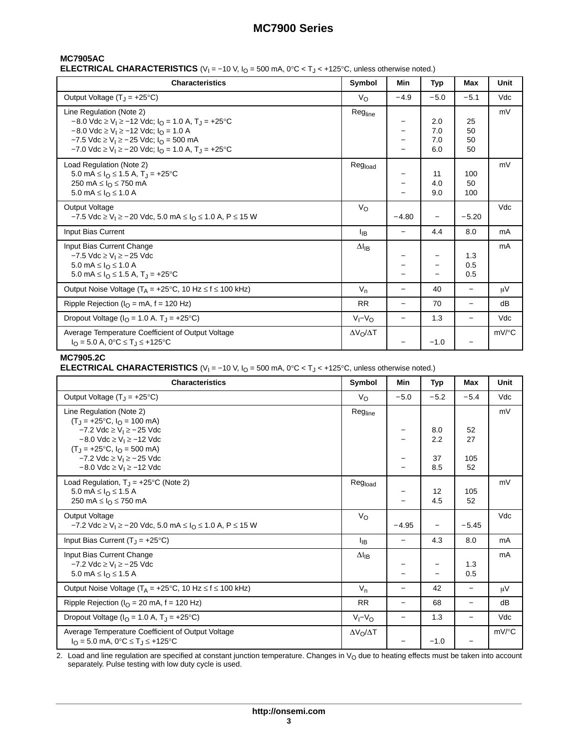**MC7905AC**

**ELECTRICAL CHARACTERISTICS** ($V_I$ = −10 V, $I_O$ = 500 mA, 0°C < $T_J$ < +125°C, unless otherwise noted.)

| Characteristics | Symbol | Min | Typ | Max | Unit |
|---|---|---|---|---|---|
| Output Voltage ($T_J$ = +25°C) | $V_O$ | −4.9 | −5.0 | −5.1 | Vdc |
| Line Regulation (Note 2) | $Reg_{line}$ | | | | mV |
| −8.0 Vdc ≥ $V_I$ ≥ −12 Vdc; $I_O$ = 1.0 A, $T_J$ = +25°C | | − | 2.0 | 25 | |
| −8.0 Vdc ≥ $V_I$ ≥ −12 Vdc; $I_O$ = 1.0 A | | − | 7.0 | 50 | |
| −7.5 Vdc ≥ $V_I$ ≥ −25 Vdc; $I_O$ = 500 mA | | − | 7.0 | 50 | |
| −7.0 Vdc ≥ $V_I$ ≥ −20 Vdc; $I_O$ = 1.0 A, $T_J$ = +25°C | | − | 6.0 | 50 | |
| Load Regulation (Note 2) | $Reg_{load}$ | | | | mV |
| 5.0 mA ≤ $I_O$ ≤ 1.5 A, $T_J$ = +25°C | | − | 11 | 100 | |
| 250 mA ≤ $I_O$ ≤ 750 mA | | − | 4.0 | 50 | |
| 5.0 mA ≤ $I_O$ ≤ 1.0 A | | − | 9.0 | 100 | |
| Output Voltage<br>−7.5 Vdc ≥ $V_I$ ≥ −20 Vdc, 5.0 mA ≤ $I_O$ ≤ 1.0 A, P ≤ 15 W | $V_O$ | −4.80 | − | −5.20 | Vdc |
| Input Bias Current | $I_{IB}$ | − | 4.4 | 8.0 | mA |
| Input Bias Current Change | $\Delta I_{IB}$ | | | | mA |
| −7.5 Vdc ≥ $V_I$ ≥ −25 Vdc | | − | − | 1.3 | |
| 5.0 mA ≤ $I_O$ ≤ 1.0 A | | − | − | 0.5 | |
| 5.0 mA ≤ $I_O$ ≤ 1.5 A, $T_J$ = +25°C | | − | − | 0.5 | |
| Output Noise Voltage ($T_A$ = +25°C, 10 Hz ≤ f ≤ 100 kHz) | $V_n$ | − | 40 | − | μV |
| Ripple Rejection ($I_O$ = mA, f = 120 Hz) | RR | − | 70 | − | dB |
| Dropout Voltage ($I_O$ = 1.0 A. $T_J$ = +25°C) | $V_I$−$V_O$ | − | 1.3 | − | Vdc |
| Average Temperature Coefficient of Output Voltage<br>$I_O$ = 5.0 A, 0°C ≤ $T_J$ ≤ +125°C | $\Delta V_O/\Delta T$ | − | −1.0 | − | mV/°C |

**MC7905.2C**

**ELECTRICAL CHARACTERISTICS** ($V_I$ = −10 V, $I_O$ = 500 mA, 0°C < $T_J$ < +125°C, unless otherwise noted.)

| Characteristics | Symbol | Min | Typ | Max | Unit |
|---|---|---|---|---|---|
| Output Voltage ($T_J$ = +25°C) | $V_O$ | −5.0 | −5.2 | −5.4 | Vdc |
| Line Regulation (Note 2) | $Reg_{line}$ | | | | mV |
| ($T_J$ = +25°C, $I_O$ = 100 mA) | | | | | |
| −7.2 Vdc ≥ $V_I$ ≥ −25 Vdc | | − | 8.0 | 52 | |
| −8.0 Vdc ≥ $V_I$ ≥ −12 Vdc | | − | 2.2 | 27 | |
| ($T_J$ = +25°C, $I_O$ = 500 mA) | | | | | |
| −7.2 Vdc ≥ $V_I$ ≥ −25 Vdc | | − | 37 | 105 | |
| −8.0 Vdc ≥ $V_I$ ≥ −12 Vdc | | − | 8.5 | 52 | |
| Load Regulation, $T_J$ = +25°C (Note 2) | $Reg_{load}$ | | | | mV |
| 5.0 mA ≤ $I_O$ ≤ 1.5 A | | − | 12 | 105 | |
| 250 mA ≤ $I_O$ ≤ 750 mA | | − | 4.5 | 52 | |
| Output Voltage<br>−7.2 Vdc ≥ $V_I$ ≥ −20 Vdc, 5.0 mA ≤ $I_O$ ≤ 1.0 A, P ≤ 15 W | $V_O$ | −4.95 | − | −5.45 | Vdc |
| Input Bias Current ($T_J$ = +25°C) | $I_{IB}$ | − | 4.3 | 8.0 | mA |
| Input Bias Current Change | $\Delta I_{IB}$ | | | | mA |
| −7.2 Vdc ≥ $V_I$ ≥ −25 Vdc | | − | − | 1.3 | |
| 5.0 mA ≤ $I_O$ ≤ 1.5 A | | − | − | 0.5 | |
| Output Noise Voltage ($T_A$ = +25°C, 10 Hz ≤ f ≤ 100 kHz) | $V_n$ | − | 42 | − | μV |
| Ripple Rejection ($I_O$ = 20 mA, f = 120 Hz) | RR | − | 68 | − | dB |
| Dropout Voltage ($I_O$ = 1.0 A, $T_J$ = +25°C) | $V_I$−$V_O$ | − | 1.3 | − | Vdc |
| Average Temperature Coefficient of Output Voltage<br>$I_O$ = 5.0 mA, 0°C ≤ $T_J$ ≤ +125°C | $\Delta V_O/\Delta T$ | − | −1.0 | − | mV/°C |

2. Load and line regulation are specified at constant junction temperature. Changes in $V_O$ due to heating effects must be taken into account separately. Pulse testing with low duty cycle is used.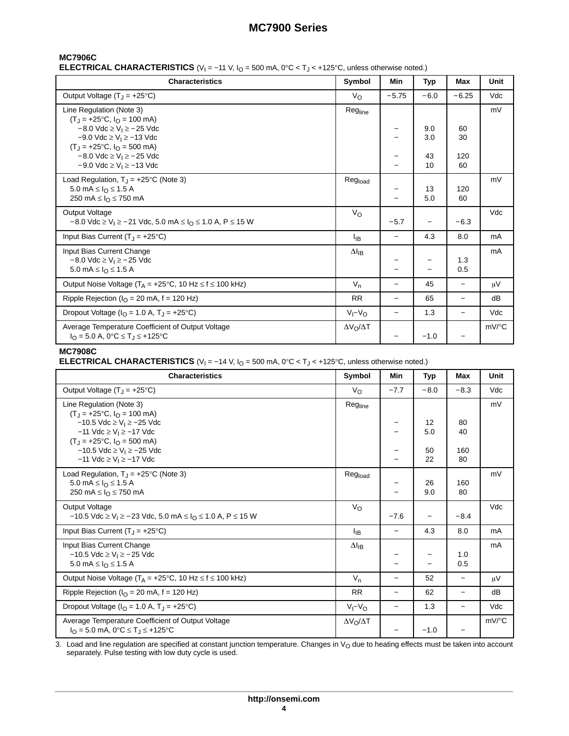## MC7906C

**ELECTRICAL CHARACTERISTICS** ($V_I = -11$ V, $I_O = 500$ mA, 0°C < $T_J$ < +125°C, unless otherwise noted.)

| Characteristics | Symbol | Min | Typ | Max | Unit |
|---|---|---|---|---|---|
| Output Voltage ($T_J$ = +25°C) | $V_O$ | −5.75 | −6.0 | −6.25 | Vdc |
| Line Regulation (Note 3) | $Reg_{line}$ | | | | mV |
| ($T_J$ = +25°C, $I_O$ = 100 mA) | | | | | |
| −8.0 Vdc ≥ $V_I$ ≥ −25 Vdc | | − | 9.0 | 60 | |
| −9.0 Vdc ≥ $V_I$ ≥ −13 Vdc | | − | 3.0 | 30 | |
| ($T_J$ = +25°C, $I_O$ = 500 mA) | | | | | |
| −8.0 Vdc ≥ $V_I$ ≥ −25 Vdc | | − | 43 | 120 | |
| −9.0 Vdc ≥ $V_I$ ≥ −13 Vdc | | − | 10 | 60 | |
| Load Regulation, $T_J$ = +25°C (Note 3) | $Reg_{load}$ | | | | mV |
| 5.0 mA ≤ $I_O$ ≤ 1.5 A | | − | 13 | 120 | |
| 250 mA ≤ $I_O$ ≤ 750 mA | | − | 5.0 | 60 | |
| Output Voltage −8.0 Vdc ≥ $V_I$ ≥ −21 Vdc, 5.0 mA ≤ $I_O$ ≤ 1.0 A, P ≤ 15 W | $V_O$ | −5.7 | − | −6.3 | Vdc |
| Input Bias Current ($T_J$ = +25°C) | $I_{IB}$ | − | 4.3 | 8.0 | mA |
| Input Bias Current Change | $\Delta I_{IB}$ | | | | mA |
| −8.0 Vdc ≥ $V_I$ ≥ −25 Vdc | | − | − | 1.3 | |
| 5.0 mA ≤ $I_O$ ≤ 1.5 A | | − | − | 0.5 | |
| Output Noise Voltage ($T_A$ = +25°C, 10 Hz ≤ f ≤ 100 kHz) | $V_n$ | − | 45 | − | μV |
| Ripple Rejection ($I_O$ = 20 mA, f = 120 Hz) | RR | − | 65 | − | dB |
| Dropout Voltage ($I_O$ = 1.0 A, $T_J$ = +25°C) | $V_I$–$V_O$ | − | 1.3 | − | Vdc |
| Average Temperature Coefficient of Output Voltage $I_O$ = 5.0 A, 0°C ≤ $T_J$ ≤ +125°C | $\Delta V_O/\Delta T$ | − | −1.0 | − | mV/°C |

## MC7908C

**ELECTRICAL CHARACTERISTICS** ($V_I = -14$ V, $I_O = 500$ mA, 0°C < $T_J$ < +125°C, unless otherwise noted.)

| Characteristics | Symbol | Min | Typ | Max | Unit |
|---|---|---|---|---|---|
| Output Voltage ($T_J$ = +25°C) | $V_O$ | −7.7 | −8.0 | −8.3 | Vdc |
| Line Regulation (Note 3) | $Reg_{line}$ | | | | mV |
| ($T_J$ = +25°C, $I_O$ = 100 mA) | | | | | |
| −10.5 Vdc ≥ $V_I$ ≥ −25 Vdc | | − | 12 | 80 | |
| −11 Vdc ≥ $V_I$ ≥ −17 Vdc | | − | 5.0 | 40 | |
| ($T_J$ = +25°C, $I_O$ = 500 mA) | | | | | |
| −10.5 Vdc ≥ $V_I$ ≥ −25 Vdc | | − | 50 | 160 | |
| −11 Vdc ≥ $V_I$ ≥ −17 Vdc | | − | 22 | 80 | |
| Load Regulation, $T_J$ = +25°C (Note 3) | $Reg_{load}$ | | | | mV |
| 5.0 mA ≤ $I_O$ ≤ 1.5 A | | − | 26 | 160 | |
| 250 mA ≤ $I_O$ ≤ 750 mA | | − | 9.0 | 80 | |
| Output Voltage −10.5 Vdc ≥ $V_I$ ≥ −23 Vdc, 5.0 mA ≤ $I_O$ ≤ 1.0 A, P ≤ 15 W | $V_O$ | −7.6 | − | −8.4 | Vdc |
| Input Bias Current ($T_J$ = +25°C) | $I_{IB}$ | − | 4.3 | 8.0 | mA |
| Input Bias Current Change | $\Delta I_{IB}$ | | | | mA |
| −10.5 Vdc ≥ $V_I$ ≥ −25 Vdc | | − | − | 1.0 | |
| 5.0 mA ≤ $I_O$ ≤ 1.5 A | | − | − | 0.5 | |
| Output Noise Voltage ($T_A$ = +25°C, 10 Hz ≤ f ≤ 100 kHz) | $V_n$ | − | 52 | − | μV |
| Ripple Rejection ($I_O$ = 20 mA, f = 120 Hz) | RR | − | 62 | − | dB |
| Dropout Voltage ($I_O$ = 1.0 A, $T_J$ = +25°C) | $V_I$–$V_O$ | − | 1.3 | − | Vdc |
| Average Temperature Coefficient of Output Voltage $I_O$ = 5.0 mA, 0°C ≤ $T_J$ ≤ +125°C | $\Delta V_O/\Delta T$ | − | −1.0 | − | mV/°C |

3. Load and line regulation are specified at constant junction temperature. Changes in $V_O$ due to heating effects must be taken into account separately. Pulse testing with low duty cycle is used.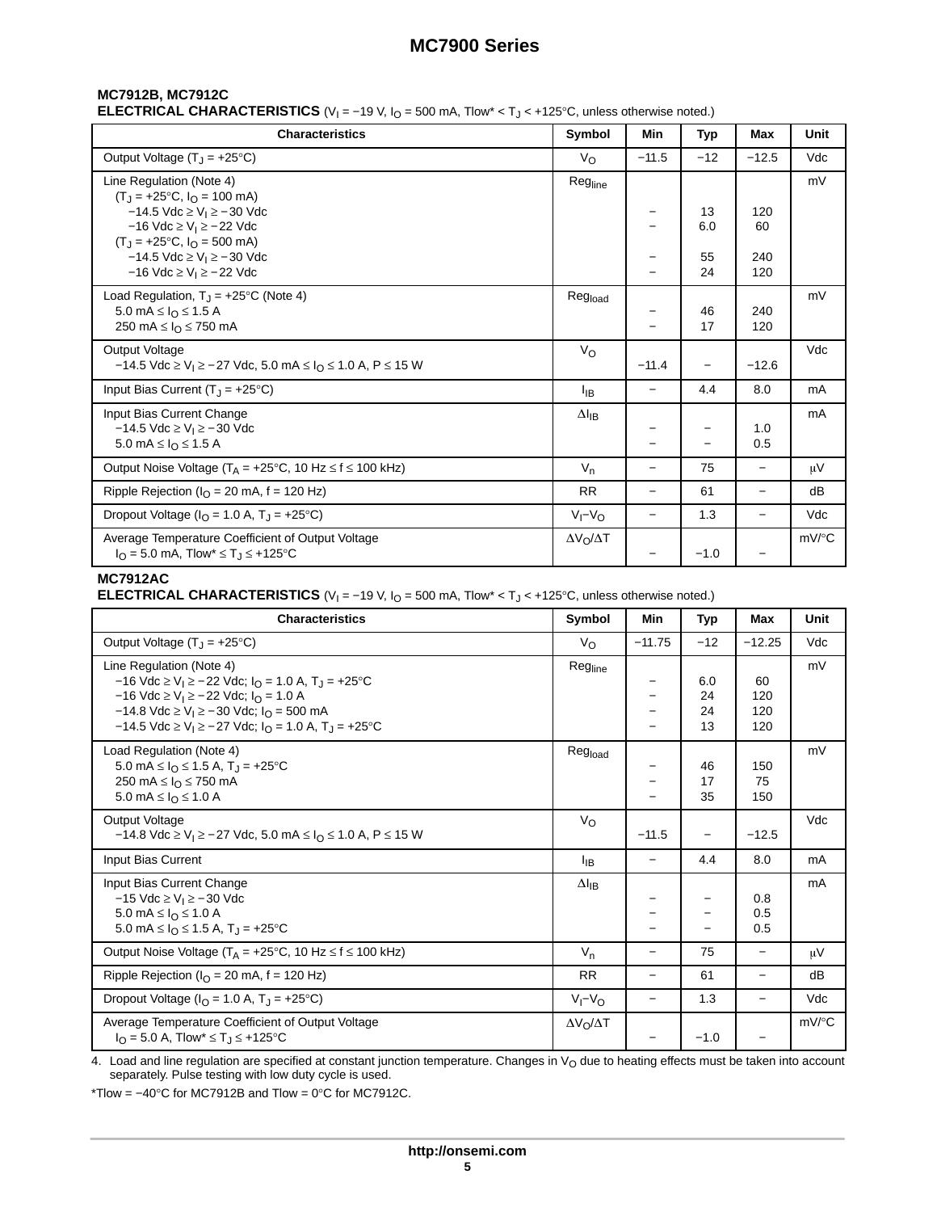**MC7912B, MC7912C**

**ELECTRICAL CHARACTERISTICS** ($V_I$ = −19 V, $I_O$ = 500 mA, Tlow* < $T_J$ < +125°C, unless otherwise noted.)

| Characteristics | Symbol | Min | Typ | Max | Unit |
|---|---|---|---|---|---|
| Output Voltage ($T_J$ = +25°C) | $V_O$ | −11.5 | −12 | −12.5 | Vdc |
| Line Regulation (Note 4)<br>($T_J$ = +25°C, $I_O$ = 100 mA)<br>−14.5 Vdc ≥ $V_I$ ≥ −30 Vdc<br>−16 Vdc ≥ $V_I$ ≥ −22 Vdc<br>($T_J$ = +25°C, $I_O$ = 500 mA)<br>−14.5 Vdc ≥ $V_I$ ≥ −30 Vdc<br>−16 Vdc ≥ $V_I$ ≥ −22 Vdc | $Reg_{line}$ | <br><br>−<br>−<br><br>−<br>− | <br><br>13<br>6.0<br><br>55<br>24 | <br><br>120<br>60<br><br>240<br>120 | mV |
| Load Regulation, $T_J$ = +25°C (Note 4)<br>5.0 mA ≤ $I_O$ ≤ 1.5 A<br>250 mA ≤ $I_O$ ≤ 750 mA | $Reg_{load}$ | <br>−<br>− | <br>46<br>17 | <br>240<br>120 | mV |
| Output Voltage<br>−14.5 Vdc ≥ $V_I$ ≥ −27 Vdc, 5.0 mA ≤ $I_O$ ≤ 1.0 A, P ≤ 15 W | $V_O$ | −11.4 | − | −12.6 | Vdc |
| Input Bias Current ($T_J$ = +25°C) | $I_{IB}$ | − | 4.4 | 8.0 | mA |
| Input Bias Current Change<br>−14.5 Vdc ≥ $V_I$ ≥ −30 Vdc<br>5.0 mA ≤ $I_O$ ≤ 1.5 A | $\Delta I_{IB}$ | <br>−<br>− | <br>−<br>− | <br>1.0<br>0.5 | mA |
| Output Noise Voltage ($T_A$ = +25°C, 10 Hz ≤ f ≤ 100 kHz) | $V_n$ | − | 75 | − | μV |
| Ripple Rejection ($I_O$ = 20 mA, f = 120 Hz) | RR | − | 61 | − | dB |
| Dropout Voltage ($I_O$ = 1.0 A, $T_J$ = +25°C) | $V_I$–$V_O$ | − | 1.3 | − | Vdc |
| Average Temperature Coefficient of Output Voltage<br>$I_O$ = 5.0 mA, Tlow* ≤ $T_J$ ≤ +125°C | $\Delta V_O/\Delta T$ | − | −1.0 | − | mV/°C |

**MC7912AC**

**ELECTRICAL CHARACTERISTICS** ($V_I$ = −19 V, $I_O$ = 500 mA, Tlow* < $T_J$ < +125°C, unless otherwise noted.)

| Characteristics | Symbol | Min | Typ | Max | Unit |
|---|---|---|---|---|---|
| Output Voltage ($T_J$ = +25°C) | $V_O$ | −11.75 | −12 | −12.25 | Vdc |
| Line Regulation (Note 4)<br>−16 Vdc ≥ $V_I$ ≥ −22 Vdc; $I_O$ = 1.0 A, $T_J$ = +25°C<br>−16 Vdc ≥ $V_I$ ≥ −22 Vdc; $I_O$ = 1.0 A<br>−14.8 Vdc ≥ $V_I$ ≥ −30 Vdc; $I_O$ = 500 mA<br>−14.5 Vdc ≥ $V_I$ ≥ −27 Vdc; $I_O$ = 1.0 A, $T_J$ = +25°C | $Reg_{line}$ | <br>−<br>−<br>−<br>− | <br>6.0<br>24<br>24<br>13 | <br>60<br>120<br>120<br>120 | mV |
| Load Regulation (Note 4)<br>5.0 mA ≤ $I_O$ ≤ 1.5 A, $T_J$ = +25°C<br>250 mA ≤ $I_O$ ≤ 750 mA<br>5.0 mA ≤ $I_O$ ≤ 1.0 A | $Reg_{load}$ | <br>−<br>−<br>− | <br>46<br>17<br>35 | <br>150<br>75<br>150 | mV |
| Output Voltage<br>−14.8 Vdc ≥ $V_I$ ≥ −27 Vdc, 5.0 mA ≤ $I_O$ ≤ 1.0 A, P ≤ 15 W | $V_O$ | −11.5 | − | −12.5 | Vdc |
| Input Bias Current | $I_{IB}$ | − | 4.4 | 8.0 | mA |
| Input Bias Current Change<br>−15 Vdc ≥ $V_I$ ≥ −30 Vdc<br>5.0 mA ≤ $I_O$ ≤ 1.0 A<br>5.0 mA ≤ $I_O$ ≤ 1.5 A, $T_J$ = +25°C | $\Delta I_{IB}$ | <br>−<br>−<br>− | <br>−<br>−<br>− | <br>0.8<br>0.5<br>0.5 | mA |
| Output Noise Voltage ($T_A$ = +25°C, 10 Hz ≤ f ≤ 100 kHz) | $V_n$ | − | 75 | − | μV |
| Ripple Rejection ($I_O$ = 20 mA, f = 120 Hz) | RR | − | 61 | − | dB |
| Dropout Voltage ($I_O$ = 1.0 A, $T_J$ = +25°C) | $V_I$–$V_O$ | − | 1.3 | − | Vdc |
| Average Temperature Coefficient of Output Voltage<br>$I_O$ = 5.0 A, Tlow* ≤ $T_J$ ≤ +125°C | $\Delta V_O/\Delta T$ | − | −1.0 | − | mV/°C |

4. Load and line regulation are specified at constant junction temperature. Changes in $V_O$ due to heating effects must be taken into account separately. Pulse testing with low duty cycle is used.

*Tlow = −40°C for MC7912B and Tlow = 0°C for MC7912C.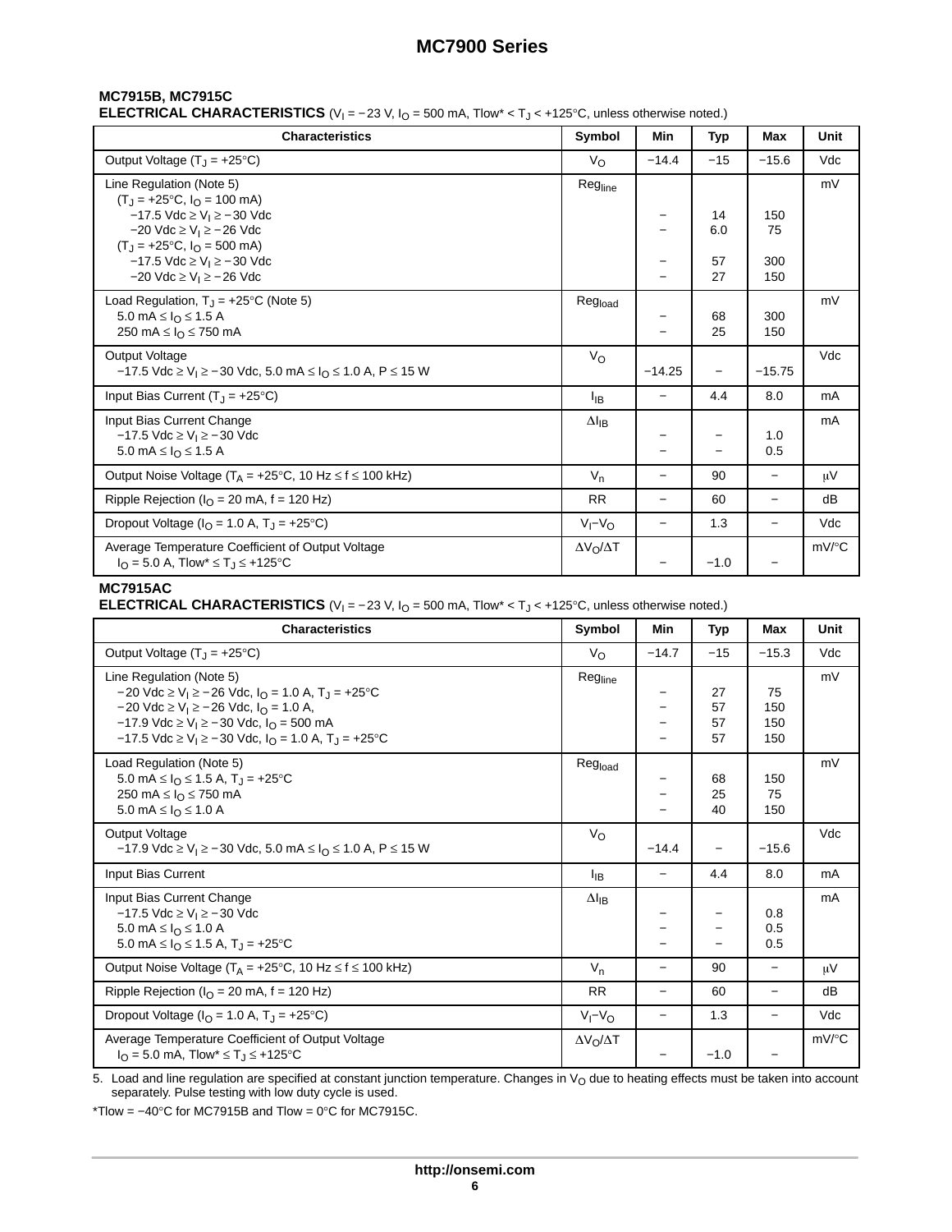### MC7915B, MC7915C

**ELECTRICAL CHARACTERISTICS** ($V_I$ = −23 V, $I_O$ = 500 mA, Tlow* < $T_J$ < +125°C, unless otherwise noted.)

| Characteristics | Symbol | Min | Typ | Max | Unit |
|---|---|---|---|---|---|
| Output Voltage ($T_J$ = +25°C) | $V_O$ | −14.4 | −15 | −15.6 | Vdc |
| Line Regulation (Note 5) | $Reg_{line}$ | | | | mV |
| ($T_J$ = +25°C, $I_O$ = 100 mA) | | | | | |
| −17.5 Vdc ≥ $V_I$ ≥ −30 Vdc | | − | 14 | 150 | |
| −20 Vdc ≥ $V_I$ ≥ −26 Vdc | | − | 6.0 | 75 | |
| ($T_J$ = +25°C, $I_O$ = 500 mA) | | | | | |
| −17.5 Vdc ≥ $V_I$ ≥ −30 Vdc | | − | 57 | 300 | |
| −20 Vdc ≥ $V_I$ ≥ −26 Vdc | | − | 27 | 150 | |
| Load Regulation, $T_J$ = +25°C (Note 5) | $Reg_{load}$ | | | | mV |
| 5.0 mA ≤ $I_O$ ≤ 1.5 A | | − | 68 | 300 | |
| 250 mA ≤ $I_O$ ≤ 750 mA | | − | 25 | 150 | |
| Output Voltage<br>−17.5 Vdc ≥ $V_I$ ≥ −30 Vdc, 5.0 mA ≤ $I_O$ ≤ 1.0 A, P ≤ 15 W | $V_O$ | −14.25 | − | −15.75 | Vdc |
| Input Bias Current ($T_J$ = +25°C) | $I_{IB}$ | − | 4.4 | 8.0 | mA |
| Input Bias Current Change | $\Delta I_{IB}$ | | | | mA |
| −17.5 Vdc ≥ $V_I$ ≥ −30 Vdc | | − | − | 1.0 | |
| 5.0 mA ≤ $I_O$ ≤ 1.5 A | | − | − | 0.5 | |
| Output Noise Voltage ($T_A$ = +25°C, 10 Hz ≤ f ≤ 100 kHz) | $V_n$ | − | 90 | − | μV |
| Ripple Rejection ($I_O$ = 20 mA, f = 120 Hz) | RR | − | 60 | − | dB |
| Dropout Voltage ($I_O$ = 1.0 A, $T_J$ = +25°C) | $V_I$–$V_O$ | − | 1.3 | − | Vdc |
| Average Temperature Coefficient of Output Voltage<br>$I_O$ = 5.0 A, Tlow* ≤ $T_J$ ≤ +125°C | $\Delta V_O/\Delta T$ | − | −1.0 | − | mV/°C |

### MC7915AC

**ELECTRICAL CHARACTERISTICS** ($V_I$ = −23 V, $I_O$ = 500 mA, Tlow* < $T_J$ < +125°C, unless otherwise noted.)

| Characteristics | Symbol | Min | Typ | Max | Unit |
|---|---|---|---|---|---|
| Output Voltage ($T_J$ = +25°C) | $V_O$ | −14.7 | −15 | −15.3 | Vdc |
| Line Regulation (Note 5) | $Reg_{line}$ | | | | mV |
| −20 Vdc ≥ $V_I$ ≥ −26 Vdc, $I_O$ = 1.0 A, $T_J$ = +25°C | | − | 27 | 75 | |
| −20 Vdc ≥ $V_I$ ≥ −26 Vdc, $I_O$ = 1.0 A, | | − | 57 | 150 | |
| −17.9 Vdc ≥ $V_I$ ≥ −30 Vdc, $I_O$ = 500 mA | | − | 57 | 150 | |
| −17.5 Vdc ≥ $V_I$ ≥ −30 Vdc, $I_O$ = 1.0 A, $T_J$ = +25°C | | − | 57 | 150 | |
| Load Regulation (Note 5) | $Reg_{load}$ | | | | mV |
| 5.0 mA ≤ $I_O$ ≤ 1.5 A, $T_J$ = +25°C | | − | 68 | 150 | |
| 250 mA ≤ $I_O$ ≤ 750 mA | | − | 25 | 75 | |
| 5.0 mA ≤ $I_O$ ≤ 1.0 A | | − | 40 | 150 | |
| Output Voltage<br>−17.9 Vdc ≥ $V_I$ ≥ −30 Vdc, 5.0 mA ≤ $I_O$ ≤ 1.0 A, P ≤ 15 W | $V_O$ | −14.4 | − | −15.6 | Vdc |
| Input Bias Current | $I_{IB}$ | − | 4.4 | 8.0 | mA |
| Input Bias Current Change | $\Delta I_{IB}$ | | | | mA |
| −17.5 Vdc ≥ $V_I$ ≥ −30 Vdc | | − | − | 0.8 | |
| 5.0 mA ≤ $I_O$ ≤ 1.0 A | | − | − | 0.5 | |
| 5.0 mA ≤ $I_O$ ≤ 1.5 A, $T_J$ = +25°C | | − | − | 0.5 | |
| Output Noise Voltage ($T_A$ = +25°C, 10 Hz ≤ f ≤ 100 kHz) | $V_n$ | − | 90 | − | μV |
| Ripple Rejection ($I_O$ = 20 mA, f = 120 Hz) | RR | − | 60 | − | dB |
| Dropout Voltage ($I_O$ = 1.0 A, $T_J$ = +25°C) | $V_I$–$V_O$ | − | 1.3 | − | Vdc |
| Average Temperature Coefficient of Output Voltage<br>$I_O$ = 5.0 mA, Tlow* ≤ $T_J$ ≤ +125°C | $\Delta V_O/\Delta T$ | − | −1.0 | − | mV/°C |

5. Load and line regulation are specified at constant junction temperature. Changes in $V_O$ due to heating effects must be taken into account separately. Pulse testing with low duty cycle is used.

*Tlow = −40°C for MC7915B and Tlow = 0°C for MC7915C.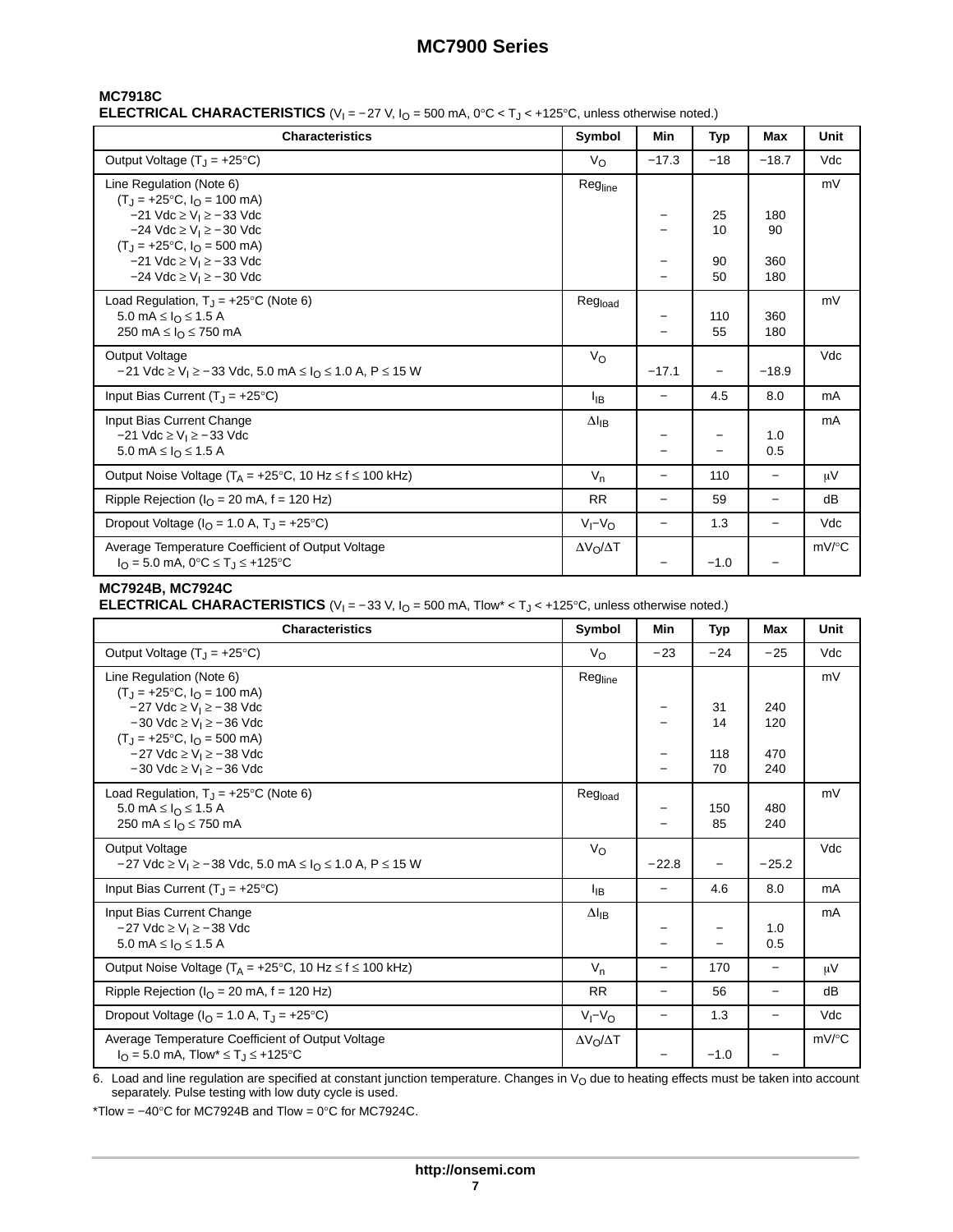### MC7918C

**ELECTRICAL CHARACTERISTICS** ($V_I$ = −27 V, $I_O$ = 500 mA, 0°C < $T_J$ < +125°C, unless otherwise noted.)

| Characteristics | Symbol | Min | Typ | Max | Unit |
|---|---|---|---|---|---|
| Output Voltage ($T_J$ = +25°C) | $V_O$ | −17.3 | −18 | −18.7 | Vdc |
| Line Regulation (Note 6)<br>($T_J$ = +25°C, $I_O$ = 100 mA)<br>−21 Vdc ≥ $V_I$ ≥ −33 Vdc<br>−24 Vdc ≥ $V_I$ ≥ −30 Vdc<br>($T_J$ = +25°C, $I_O$ = 500 mA)<br>−21 Vdc ≥ $V_I$ ≥ −33 Vdc<br>−24 Vdc ≥ $V_I$ ≥ −30 Vdc | $Reg_{line}$ | <br><br>−<br>−<br><br>−<br>− | <br><br>25<br>10<br><br>90<br>50 | <br><br>180<br>90<br><br>360<br>180 | mV |
| Load Regulation, $T_J$ = +25°C (Note 6)<br>5.0 mA ≤ $I_O$ ≤ 1.5 A<br>250 mA ≤ $I_O$ ≤ 750 mA | $Reg_{load}$ | <br>−<br>− | <br>110<br>55 | <br>360<br>180 | mV |
| Output Voltage<br>−21 Vdc ≥ $V_I$ ≥ −33 Vdc, 5.0 mA ≤ $I_O$ ≤ 1.0 A, P ≤ 15 W | $V_O$ | <br>−17.1 | <br>− | <br>−18.9 | Vdc |
| Input Bias Current ($T_J$ = +25°C) | $I_{IB}$ | − | 4.5 | 8.0 | mA |
| Input Bias Current Change<br>−21 Vdc ≥ $V_I$ ≥ −33 Vdc<br>5.0 mA ≤ $I_O$ ≤ 1.5 A | $\Delta I_{IB}$ | <br>−<br>− | <br>−<br>− | <br>1.0<br>0.5 | mA |
| Output Noise Voltage ($T_A$ = +25°C, 10 Hz ≤ f ≤ 100 kHz) | $V_n$ | − | 110 | − | μV |
| Ripple Rejection ($I_O$ = 20 mA, f = 120 Hz) | RR | − | 59 | − | dB |
| Dropout Voltage ($I_O$ = 1.0 A, $T_J$ = +25°C) | $V_I$–$V_O$ | − | 1.3 | − | Vdc |
| Average Temperature Coefficient of Output Voltage<br>$I_O$ = 5.0 mA, 0°C ≤ $T_J$ ≤ +125°C | $\Delta V_O/\Delta T$ | <br>− | <br>−1.0 | <br>− | mV/°C |

### MC7924B, MC7924C

**ELECTRICAL CHARACTERISTICS** ($V_I$ = −33 V, $I_O$ = 500 mA, Tlow* < $T_J$ < +125°C, unless otherwise noted.)

| Characteristics | Symbol | Min | Typ | Max | Unit |
|---|---|---|---|---|---|
| Output Voltage ($T_J$ = +25°C) | $V_O$ | −23 | −24 | −25 | Vdc |
| Line Regulation (Note 6)<br>($T_J$ = +25°C, $I_O$ = 100 mA)<br>−27 Vdc ≥ $V_I$ ≥ −38 Vdc<br>−30 Vdc ≥ $V_I$ ≥ −36 Vdc<br>($T_J$ = +25°C, $I_O$ = 500 mA)<br>−27 Vdc ≥ $V_I$ ≥ −38 Vdc<br>−30 Vdc ≥ $V_I$ ≥ −36 Vdc | $Reg_{line}$ | <br><br>−<br>−<br><br>−<br>− | <br><br>31<br>14<br><br>118<br>70 | <br><br>240<br>120<br><br>470<br>240 | mV |
| Load Regulation, $T_J$ = +25°C (Note 6)<br>5.0 mA ≤ $I_O$ ≤ 1.5 A<br>250 mA ≤ $I_O$ ≤ 750 mA | $Reg_{load}$ | <br>−<br>− | <br>150<br>85 | <br>480<br>240 | mV |
| Output Voltage<br>−27 Vdc ≥ $V_I$ ≥ −38 Vdc, 5.0 mA ≤ $I_O$ ≤ 1.0 A, P ≤ 15 W | $V_O$ | <br>−22.8 | <br>− | <br>−25.2 | Vdc |
| Input Bias Current ($T_J$ = +25°C) | $I_{IB}$ | − | 4.6 | 8.0 | mA |
| Input Bias Current Change<br>−27 Vdc ≥ $V_I$ ≥ −38 Vdc<br>5.0 mA ≤ $I_O$ ≤ 1.5 A | $\Delta I_{IB}$ | <br>−<br>− | <br>−<br>− | <br>1.0<br>0.5 | mA |
| Output Noise Voltage ($T_A$ = +25°C, 10 Hz ≤ f ≤ 100 kHz) | $V_n$ | − | 170 | − | μV |
| Ripple Rejection ($I_O$ = 20 mA, f = 120 Hz) | RR | − | 56 | − | dB |
| Dropout Voltage ($I_O$ = 1.0 A, $T_J$ = +25°C) | $V_I$–$V_O$ | − | 1.3 | − | Vdc |
| Average Temperature Coefficient of Output Voltage<br>$I_O$ = 5.0 mA, Tlow* ≤ $T_J$ ≤ +125°C | $\Delta V_O/\Delta T$ | <br>− | <br>−1.0 | <br>− | mV/°C |

6. Load and line regulation are specified at constant junction temperature. Changes in $V_O$ due to heating effects must be taken into account separately. Pulse testing with low duty cycle is used.

*Tlow = −40°C for MC7924B and Tlow = 0°C for MC7924C.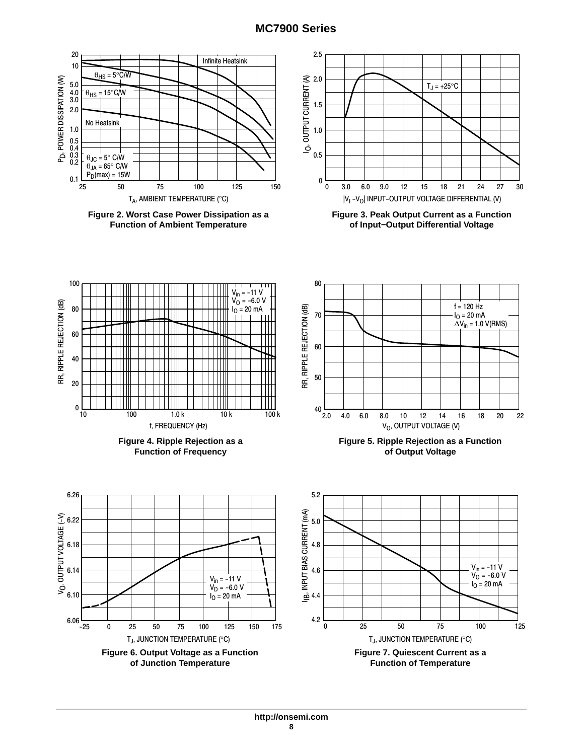Figure 2. Worst Case Power Dissipation as a Function of Ambient Temperature

Figure 3. Peak Output Current as a Function of Input−Output Differential Voltage

Figure 4. Ripple Rejection as a Function of Frequency

Figure 5. Ripple Rejection as a Function of Output Voltage

Figure 6. Output Voltage as a Function of Junction Temperature

Figure 7. Quiescent Current as a Function of Temperature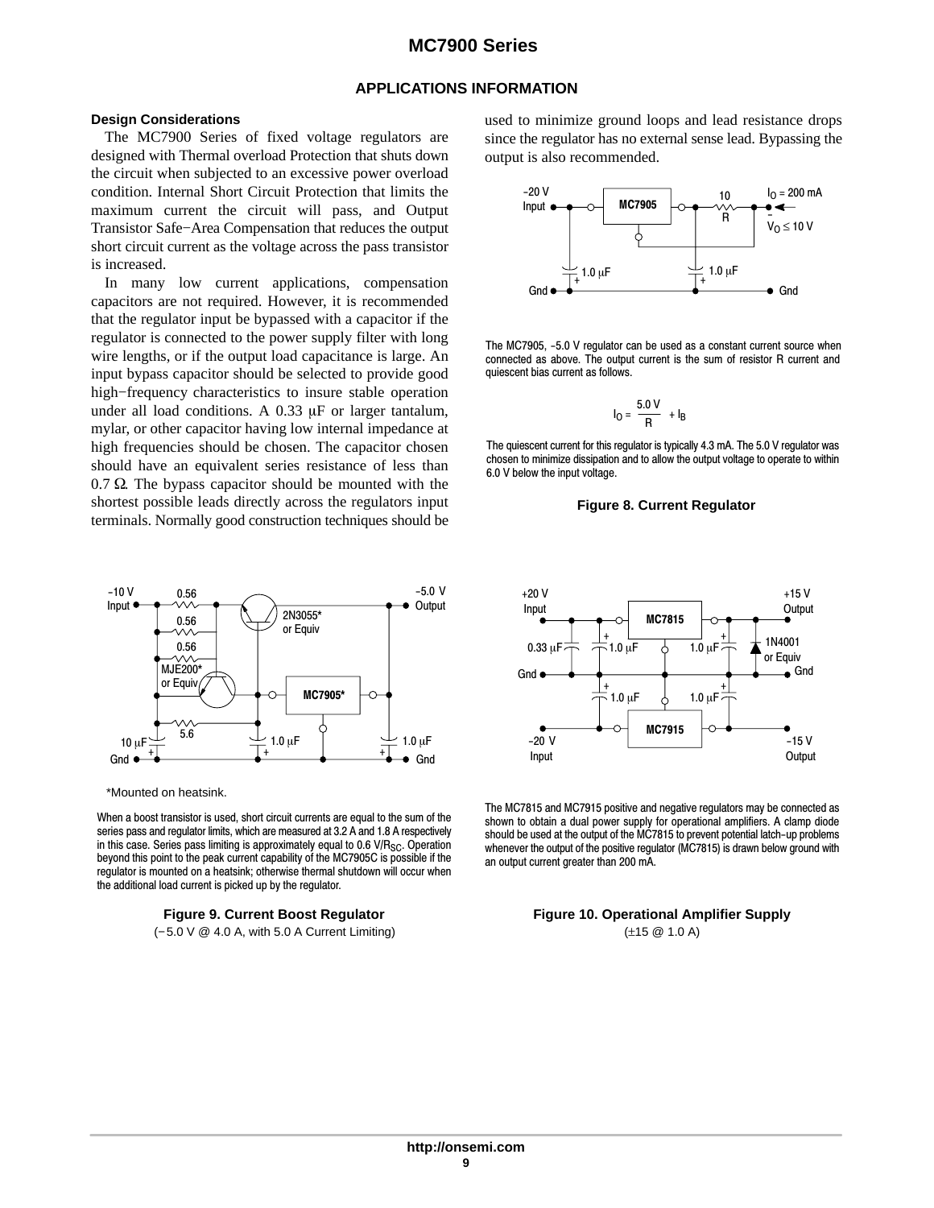## APPLICATIONS INFORMATION

### Design Considerations

The MC7900 Series of fixed voltage regulators are designed with Thermal overload Protection that shuts down the circuit when subjected to an excessive power overload condition. Internal Short Circuit Protection that limits the maximum current the circuit will pass, and Output Transistor Safe−Area Compensation that reduces the output short circuit current as the voltage across the pass transistor is increased.

In many low current applications, compensation capacitors are not required. However, it is recommended that the regulator input be bypassed with a capacitor if the regulator is connected to the power supply filter with long wire lengths, or if the output load capacitance is large. An input bypass capacitor should be selected to provide good high−frequency characteristics to insure stable operation under all load conditions. A 0.33 μF or larger tantalum, mylar, or other capacitor having low internal impedance at high frequencies should be chosen. The capacitor chosen should have an equivalent series resistance of less than 0.7 Ω. The bypass capacitor should be mounted with the shortest possible leads directly across the regulators input terminals. Normally good construction techniques should be used to minimize ground loops and lead resistance drops since the regulator has no external sense lead. Bypassing the output is also recommended.

The MC7905, −5.0 V regulator can be used as a constant current source when connected as above. The output current is the sum of resistor R current and quiescent bias current as follows.

$$I_O = \frac{5.0\ V}{R} + I_B$$

The quiescent current for this regulator is typically 4.3 mA. The 5.0 V regulator was chosen to minimize dissipation and to allow the output voltage to operate to within 6.0 V below the input voltage.

**Figure 8. Current Regulator**

*Mounted on heatsink.

When a boost transistor is used, short circuit currents are equal to the sum of the series pass and regulator limits, which are measured at 3.2 A and 1.8 A respectively in this case. Series pass limiting is approximately equal to 0.6 V/$R_{SC}$. Operation beyond this point to the peak current capability of the MC7905C is possible if the regulator is mounted on a heatsink; otherwise thermal shutdown will occur when the additional load current is picked up by the regulator.

**Figure 9. Current Boost Regulator**
(−5.0 V @ 4.0 A, with 5.0 A Current Limiting)

The MC7815 and MC7915 positive and negative regulators may be connected as shown to obtain a dual power supply for operational amplifiers. A clamp diode should be used at the output of the MC7815 to prevent potential latch−up problems whenever the output of the positive regulator (MC7815) is drawn below ground with an output current greater than 200 mA.

**Figure 10. Operational Amplifier Supply**
(±15 @ 1.0 A)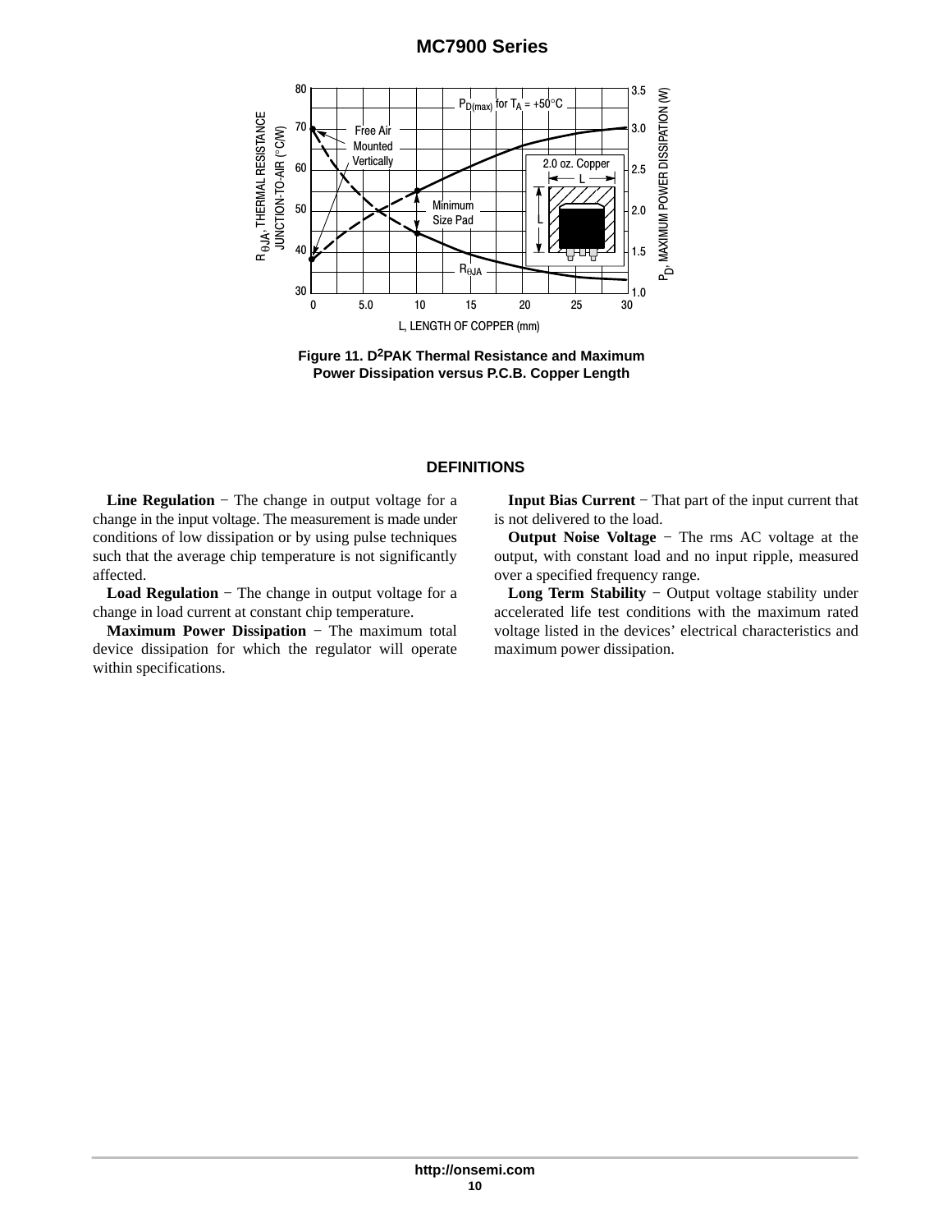Figure 11. $D^2PAK$ Thermal Resistance and Maximum Power Dissipation versus P.C.B. Copper Length

## DEFINITIONS

**Line Regulation** − The change in output voltage for a change in the input voltage. The measurement is made under conditions of low dissipation or by using pulse techniques such that the average chip temperature is not significantly affected.

**Load Regulation** − The change in output voltage for a change in load current at constant chip temperature.

**Maximum Power Dissipation** − The maximum total device dissipation for which the regulator will operate within specifications.

**Input Bias Current** − That part of the input current that is not delivered to the load.

**Output Noise Voltage** − The rms AC voltage at the output, with constant load and no input ripple, measured over a specified frequency range.

**Long Term Stability** − Output voltage stability under accelerated life test conditions with the maximum rated voltage listed in the devices' electrical characteristics and maximum power dissipation.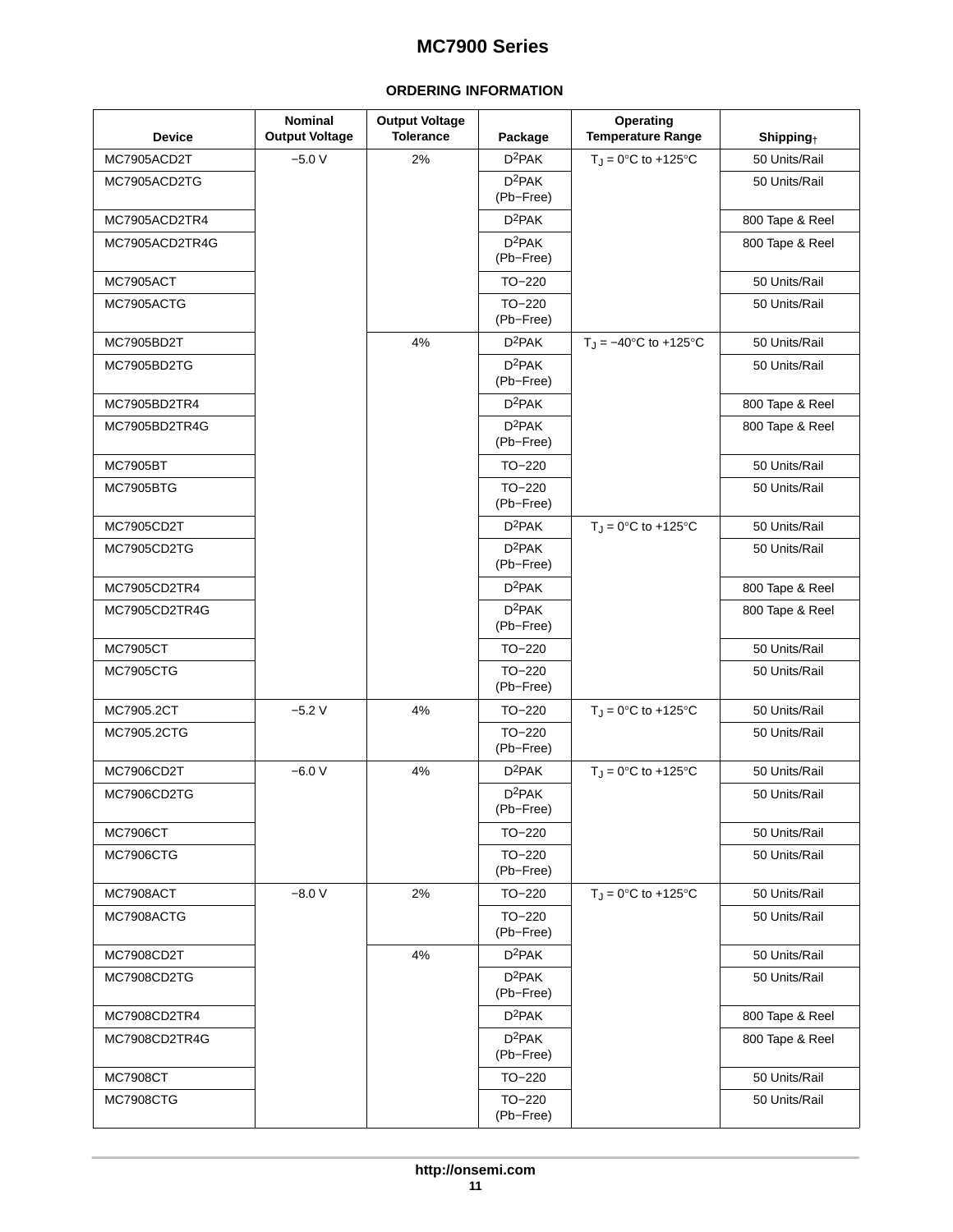## ORDERING INFORMATION

| Device | Nominal Output Voltage | Output Voltage Tolerance | Package | Operating Temperature Range | Shipping† |
|---|---|---|---|---|---|
| MC7905ACD2T | −5.0 V | 2% | $D^2PAK$ | $T_J$ = 0°C to +125°C | 50 Units/Rail |
| MC7905ACD2TG | | | $D^2PAK$ (Pb−Free) | | 50 Units/Rail |
| MC7905ACD2TR4 | | | $D^2PAK$ | | 800 Tape & Reel |
| MC7905ACD2TR4G | | | $D^2PAK$ (Pb−Free) | | 800 Tape & Reel |
| MC7905ACT | | | TO−220 | | 50 Units/Rail |
| MC7905ACTG | | | TO−220 (Pb−Free) | | 50 Units/Rail |
| MC7905BD2T | | 4% | $D^2PAK$ | $T_J$ = −40°C to +125°C | 50 Units/Rail |
| MC7905BD2TG | | | $D^2PAK$ (Pb−Free) | | 50 Units/Rail |
| MC7905BD2TR4 | | | $D^2PAK$ | | 800 Tape & Reel |
| MC7905BD2TR4G | | | $D^2PAK$ (Pb−Free) | | 800 Tape & Reel |
| MC7905BT | | | TO−220 | | 50 Units/Rail |
| MC7905BTG | | | TO−220 (Pb−Free) | | 50 Units/Rail |
| MC7905CD2T | | | $D^2PAK$ | $T_J$ = 0°C to +125°C | 50 Units/Rail |
| MC7905CD2TG | | | $D^2PAK$ (Pb−Free) | | 50 Units/Rail |
| MC7905CD2TR4 | | | $D^2PAK$ | | 800 Tape & Reel |
| MC7905CD2TR4G | | | $D^2PAK$ (Pb−Free) | | 800 Tape & Reel |
| MC7905CT | | | TO−220 | | 50 Units/Rail |
| MC7905CTG | | | TO−220 (Pb−Free) | | 50 Units/Rail |
| MC7905.2CT | −5.2 V | 4% | TO−220 | $T_J$ = 0°C to +125°C | 50 Units/Rail |
| MC7905.2CTG | | | TO−220 (Pb−Free) | | 50 Units/Rail |
| MC7906CD2T | −6.0 V | 4% | $D^2PAK$ | $T_J$ = 0°C to +125°C | 50 Units/Rail |
| MC7906CD2TG | | | $D^2PAK$ (Pb−Free) | | 50 Units/Rail |
| MC7906CT | | | TO−220 | | 50 Units/Rail |
| MC7906CTG | | | TO−220 (Pb−Free) | | 50 Units/Rail |
| MC7908ACT | −8.0 V | 2% | TO−220 | $T_J$ = 0°C to +125°C | 50 Units/Rail |
| MC7908ACTG | | | TO−220 (Pb−Free) | | 50 Units/Rail |
| MC7908CD2T | | 4% | $D^2PAK$ | | 50 Units/Rail |
| MC7908CD2TG | | | $D^2PAK$ (Pb−Free) | | 50 Units/Rail |
| MC7908CD2TR4 | | | $D^2PAK$ | | 800 Tape & Reel |
| MC7908CD2TR4G | | | $D^2PAK$ (Pb−Free) | | 800 Tape & Reel |
| MC7908CT | | | TO−220 | | 50 Units/Rail |
| MC7908CTG | | | TO−220 (Pb−Free) | | 50 Units/Rail |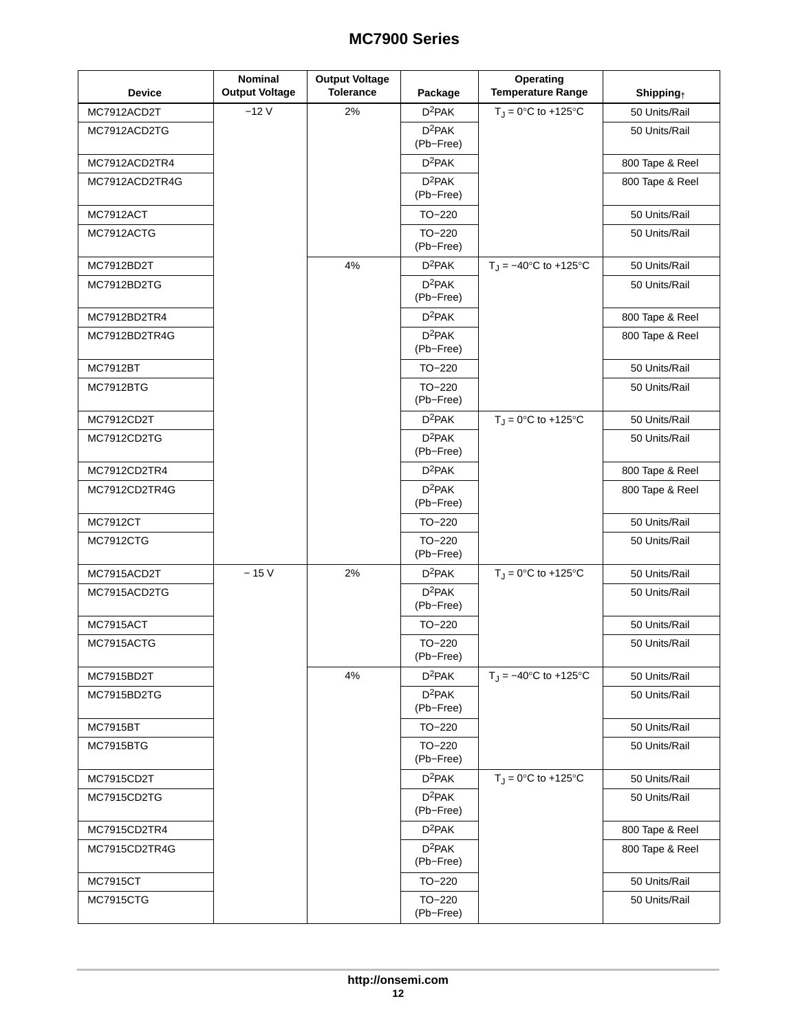| Device | Nominal Output Voltage | Output Voltage Tolerance | Package | Operating Temperature Range | Shipping† |
|---|---|---|---|---|---|
| MC7912ACD2T | −12 V | 2% | $D^2PAK$ | $T_J$ = 0°C to +125°C | 50 Units/Rail |
| MC7912ACD2TG | | | $D^2PAK$ (Pb−Free) | | 50 Units/Rail |
| MC7912ACD2TR4 | | | $D^2PAK$ | | 800 Tape & Reel |
| MC7912ACD2TR4G | | | $D^2PAK$ (Pb−Free) | | 800 Tape & Reel |
| MC7912ACT | | | TO−220 | | 50 Units/Rail |
| MC7912ACTG | | | TO−220 (Pb−Free) | | 50 Units/Rail |
| MC7912BD2T | | 4% | $D^2PAK$ | $T_J$ = −40°C to +125°C | 50 Units/Rail |
| MC7912BD2TG | | | $D^2PAK$ (Pb−Free) | | 50 Units/Rail |
| MC7912BD2TR4 | | | $D^2PAK$ | | 800 Tape & Reel |
| MC7912BD2TR4G | | | $D^2PAK$ (Pb−Free) | | 800 Tape & Reel |
| MC7912BT | | | TO−220 | | 50 Units/Rail |
| MC7912BTG | | | TO−220 (Pb−Free) | | 50 Units/Rail |
| MC7912CD2T | | | $D^2PAK$ | $T_J$ = 0°C to +125°C | 50 Units/Rail |
| MC7912CD2TG | | | $D^2PAK$ (Pb−Free) | | 50 Units/Rail |
| MC7912CD2TR4 | | | $D^2PAK$ | | 800 Tape & Reel |
| MC7912CD2TR4G | | | $D^2PAK$ (Pb−Free) | | 800 Tape & Reel |
| MC7912CT | | | TO−220 | | 50 Units/Rail |
| MC7912CTG | | | TO−220 (Pb−Free) | | 50 Units/Rail |
| MC7915ACD2T | − 15 V | 2% | $D^2PAK$ | $T_J$ = 0°C to +125°C | 50 Units/Rail |
| MC7915ACD2TG | | | $D^2PAK$ (Pb−Free) | | 50 Units/Rail |
| MC7915ACT | | | TO−220 | | 50 Units/Rail |
| MC7915ACTG | | | TO−220 (Pb−Free) | | 50 Units/Rail |
| MC7915BD2T | | 4% | $D^2PAK$ | $T_J$ = −40°C to +125°C | 50 Units/Rail |
| MC7915BD2TG | | | $D^2PAK$ (Pb−Free) | | 50 Units/Rail |
| MC7915BT | | | TO−220 | | 50 Units/Rail |
| MC7915BTG | | | TO−220 (Pb−Free) | | 50 Units/Rail |
| MC7915CD2T | | | $D^2PAK$ | $T_J$ = 0°C to +125°C | 50 Units/Rail |
| MC7915CD2TG | | | $D^2PAK$ (Pb−Free) | | 50 Units/Rail |
| MC7915CD2TR4 | | | $D^2PAK$ | | 800 Tape & Reel |
| MC7915CD2TR4G | | | $D^2PAK$ (Pb−Free) | | 800 Tape & Reel |
| MC7915CT | | | TO−220 | | 50 Units/Rail |
| MC7915CTG | | | TO−220 (Pb−Free) | | 50 Units/Rail |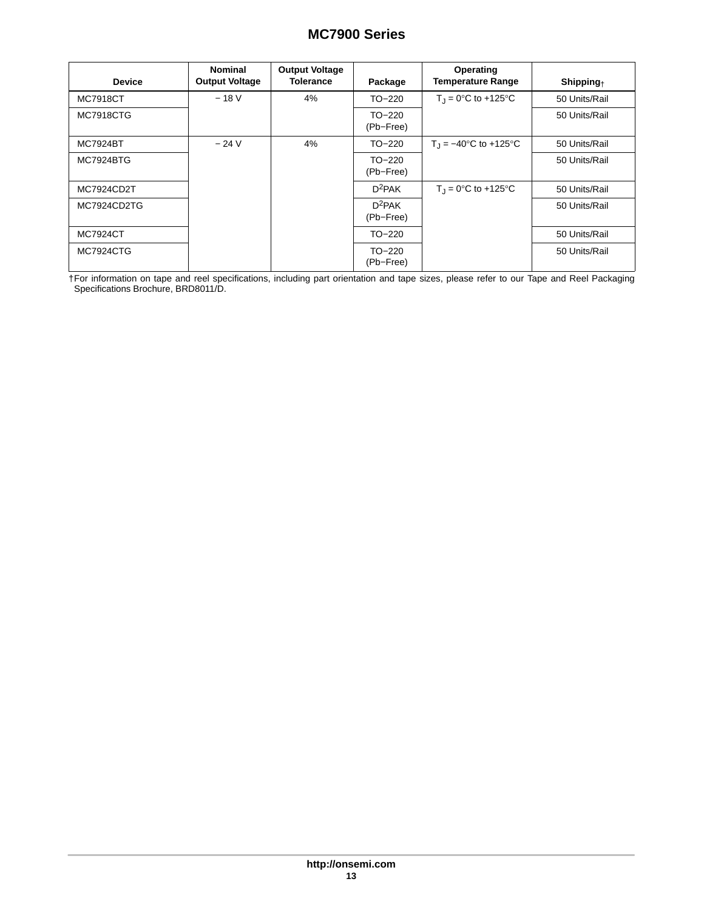| Device | Nominal Output Voltage | Output Voltage Tolerance | Package | Operating Temperature Range | Shipping† |
| --- | --- | --- | --- | --- | --- |
| MC7918CT | − 18 V | 4% | TO−220 | $T_J$ = 0°C to +125°C | 50 Units/Rail |
| MC7918CTG | | | TO−220 (Pb−Free) | | 50 Units/Rail |
| MC7924BT | − 24 V | 4% | TO−220 | $T_J$ = −40°C to +125°C | 50 Units/Rail |
| MC7924BTG | | | TO−220 (Pb−Free) | | 50 Units/Rail |
| MC7924CD2T | | | $D^2$PAK | $T_J$ = 0°C to +125°C | 50 Units/Rail |
| MC7924CD2TG | | | $D^2$PAK (Pb−Free) | | 50 Units/Rail |
| MC7924CT | | | TO−220 | | 50 Units/Rail |
| MC7924CTG | | | TO−220 (Pb−Free) | | 50 Units/Rail |

†For information on tape and reel specifications, including part orientation and tape sizes, please refer to our Tape and Reel Packaging Specifications Brochure, BRD8011/D.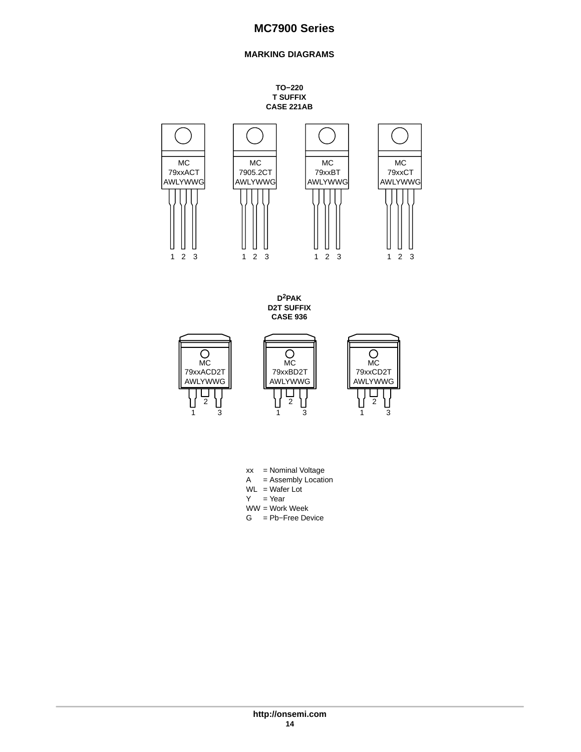## MARKING DIAGRAMS

**TO−220**
**T SUFFIX**
**CASE 221AB**

MC
79xxACT
AWLYWWG

1 2 3

MC
7905.2CT
AWLYWWG

1 2 3

MC
79xxBT
AWLYWWG

1 2 3

MC
79xxCT
AWLYWWG

1 2 3

**D2PAK**
**D2T SUFFIX**
**CASE 936**

MC
79xxACD2T
AWLYWWG

1 2 3

MC
79xxBD2T
AWLYWWG

1 2 3

MC
79xxCD2T
AWLYWWG

1 2 3

xx = Nominal Voltage
A = Assembly Location
WL = Wafer Lot
Y = Year
WW = Work Week
G = Pb−Free Device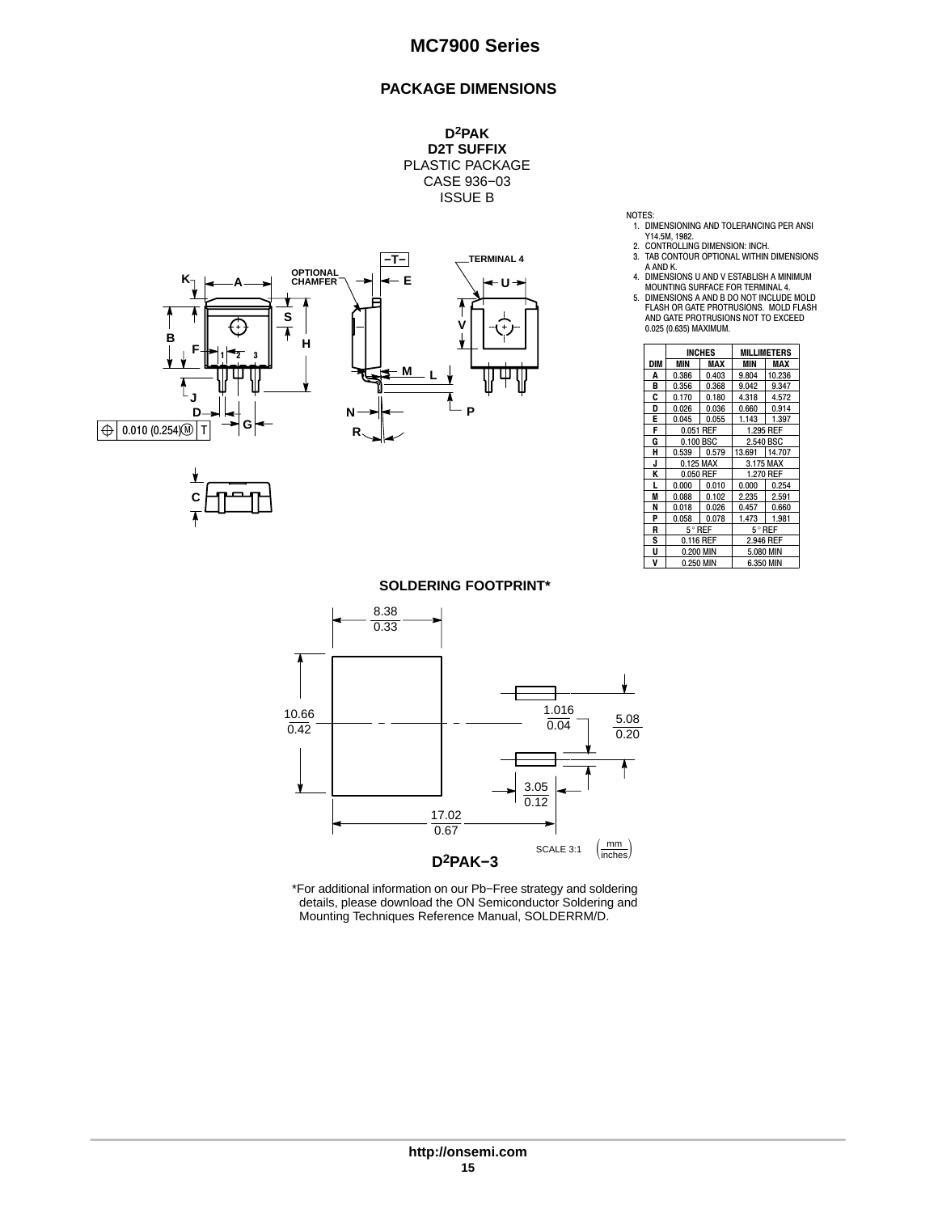## PACKAGE DIMENSIONS

**D2PAK**
**D2T SUFFIX**
PLASTIC PACKAGE
CASE 936−03
ISSUE B

NOTES:
1. DIMENSIONING AND TOLERANCING PER ANSI Y14.5M, 1982.
2. CONTROLLING DIMENSION: INCH.
3. TAB CONTOUR OPTIONAL WITHIN DIMENSIONS A AND K.
4. DIMENSIONS U AND V ESTABLISH A MINIMUM MOUNTING SURFACE FOR TERMINAL 4.
5. DIMENSIONS A AND B DO NOT INCLUDE MOLD FLASH OR GATE PROTRUSIONS. MOLD FLASH AND GATE PROTRUSIONS NOT TO EXCEED 0.025 (0.635) MAXIMUM.

| DIM | INCHES MIN | INCHES MAX | MILLIMETERS MIN | MILLIMETERS MAX |
|---|---|---|---|---|
| A | 0.386 | 0.403 | 9.804 | 10.236 |
| B | 0.356 | 0.368 | 9.042 | 9.347 |
| C | 0.170 | 0.180 | 4.318 | 4.572 |
| D | 0.026 | 0.036 | 0.660 | 0.914 |
| E | 0.045 | 0.055 | 1.143 | 1.397 |
| F | 0.051 REF | | 1.295 REF | |
| G | 0.100 BSC | | 2.540 BSC | |
| H | 0.539 | 0.579 | 13.691 | 14.707 |
| J | 0.125 MAX | | 3.175 MAX | |
| K | 0.050 REF | | 1.270 REF | |
| L | 0.000 | 0.010 | 0.000 | 0.254 |
| M | 0.088 | 0.102 | 2.235 | 2.591 |
| N | 0.018 | 0.026 | 0.457 | 0.660 |
| P | 0.058 | 0.078 | 1.473 | 1.981 |
| R | 5° REF | | 5° REF | |
| S | 0.116 REF | | 2.946 REF | |
| U | 0.200 MIN | | 5.080 MIN | |
| V | 0.250 MIN | | 6.350 MIN | |

### SOLDERING FOOTPRINT*

8.38 / 0.33
10.66 / 0.42
1.016 / 0.04
5.08 / 0.20
3.05 / 0.12
17.02 / 0.67

SCALE 3:1 (mm / inches)

**D2PAK−3**

*For additional information on our Pb−Free strategy and soldering details, please download the ON Semiconductor Soldering and Mounting Techniques Reference Manual, SOLDERRM/D.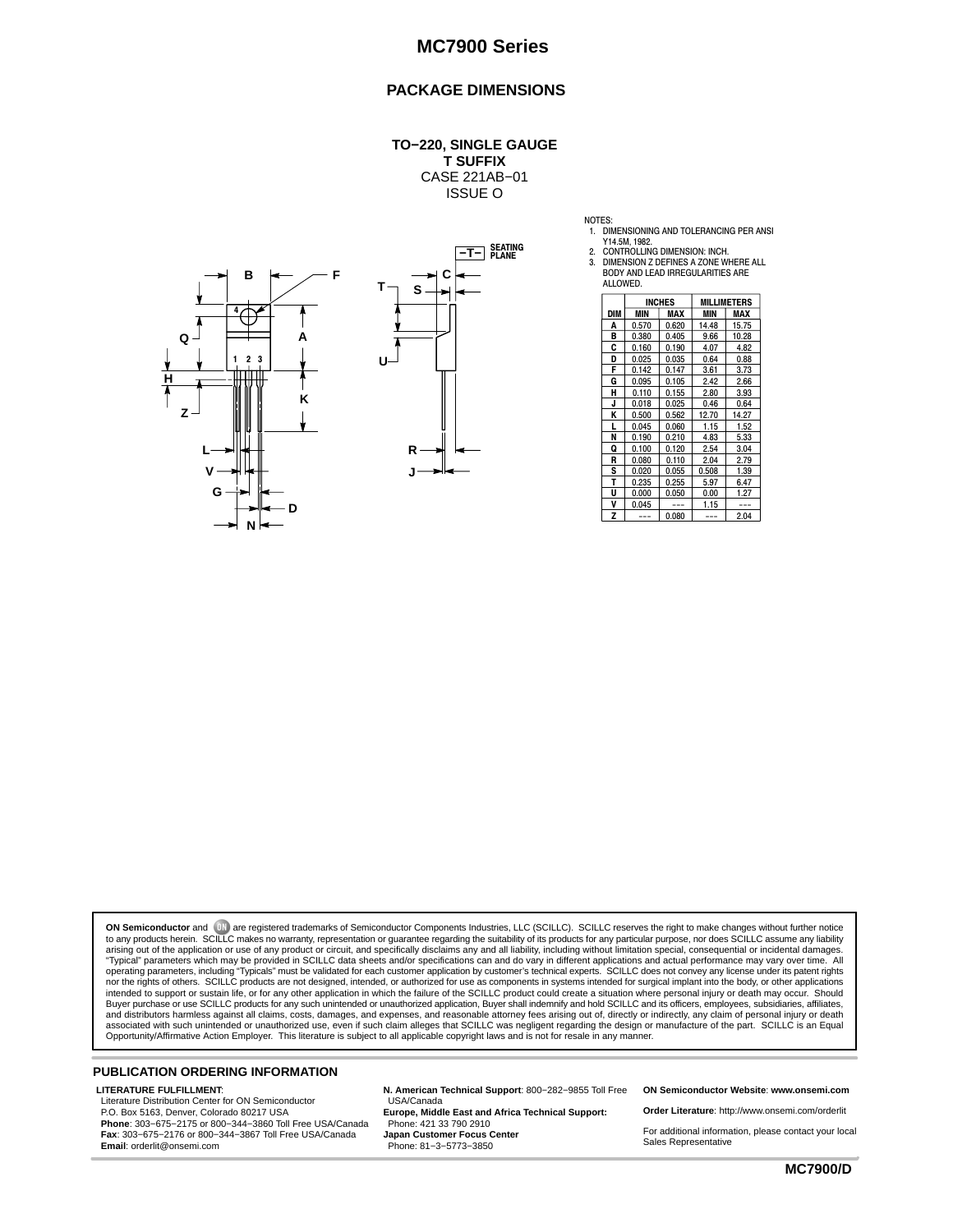## PACKAGE DIMENSIONS

**TO−220, SINGLE GAUGE**
**T SUFFIX**
CASE 221AB−01
ISSUE O

NOTES:
1. DIMENSIONING AND TOLERANCING PER ANSI Y14.5M, 1982.
2. CONTROLLING DIMENSION: INCH.
3. DIMENSION Z DEFINES A ZONE WHERE ALL BODY AND LEAD IRREGULARITIES ARE ALLOWED.

| DIM | INCHES | | MILLIMETERS | |
|---|---|---|---|---|
| | MIN | MAX | MIN | MAX |
| A | 0.570 | 0.620 | 14.48 | 15.75 |
| B | 0.380 | 0.405 | 9.66 | 10.28 |
| C | 0.160 | 0.190 | 4.07 | 4.82 |
| D | 0.025 | 0.035 | 0.64 | 0.88 |
| F | 0.142 | 0.147 | 3.61 | 3.73 |
| G | 0.095 | 0.105 | 2.42 | 2.66 |
| H | 0.110 | 0.155 | 2.80 | 3.93 |
| J | 0.018 | 0.025 | 0.46 | 0.64 |
| K | 0.500 | 0.562 | 12.70 | 14.27 |
| L | 0.045 | 0.060 | 1.15 | 1.52 |
| N | 0.190 | 0.210 | 4.83 | 5.33 |
| Q | 0.100 | 0.120 | 2.54 | 3.04 |
| R | 0.080 | 0.110 | 2.04 | 2.79 |
| S | 0.020 | 0.055 | 0.508 | 1.39 |
| T | 0.235 | 0.255 | 5.97 | 6.47 |
| U | 0.000 | 0.050 | 0.00 | 1.27 |
| V | 0.045 | --- | 1.15 | --- |
| Z | --- | 0.080 | --- | 2.04 |

B
F
Q
A
H
Z
K
L
V
G
D
N
−T− SEATING PLANE
C
T
S
U
R
J
4
1 2 3

**ON Semiconductor** and ON are registered trademarks of Semiconductor Components Industries, LLC (SCILLC). SCILLC reserves the right to make changes without further notice to any products herein. SCILLC makes no warranty, representation or guarantee regarding the suitability of its products for any particular purpose, nor does SCILLC assume any liability arising out of the application or use of any product or circuit, and specifically disclaims any and all liability, including without limitation special, consequential or incidental damages. "Typical" parameters which may be provided in SCILLC data sheets and/or specifications can and do vary in different applications and actual performance may vary over time. All operating parameters, including "Typicals" must be validated for each customer application by customer's technical experts. SCILLC does not convey any license under its patent rights nor the rights of others. SCILLC products are not designed, intended, or authorized for use as components in systems intended for surgical implant into the body, or other applications intended to support or sustain life, or for any other application in which the failure of the SCILLC product could create a situation where personal injury or death may occur. Should Buyer purchase or use SCILLC products for any such unintended or unauthorized application, Buyer shall indemnify and hold SCILLC and its officers, employees, subsidiaries, affiliates, and distributors harmless against all claims, costs, damages, and expenses, and reasonable attorney fees arising out of, directly or indirectly, any claim of personal injury or death associated with such unintended or unauthorized use, even if such claim alleges that SCILLC was negligent regarding the design or manufacture of the part. SCILLC is an Equal Opportunity/Affirmative Action Employer. This literature is subject to all applicable copyright laws and is not for resale in any manner.

### PUBLICATION ORDERING INFORMATION

**LITERATURE FULFILLMENT**:
Literature Distribution Center for ON Semiconductor
P.O. Box 5163, Denver, Colorado 80217 USA
**Phone**: 303−675−2175 or 800−344−3860 Toll Free USA/Canada
**Fax**: 303−675−2176 or 800−344−3867 Toll Free USA/Canada
**Email**: orderlit@onsemi.com

**N. American Technical Support**: 800−282−9855 Toll Free USA/Canada
**Europe, Middle East and Africa Technical Support:**
Phone: 421 33 790 2910
**Japan Customer Focus Center**
Phone: 81−3−5773−3850

**ON Semiconductor Website**: **www.onsemi.com**

**Order Literature**: http://www.onsemi.com/orderlit

For additional information, please contact your local Sales Representative

**MC7900/D**